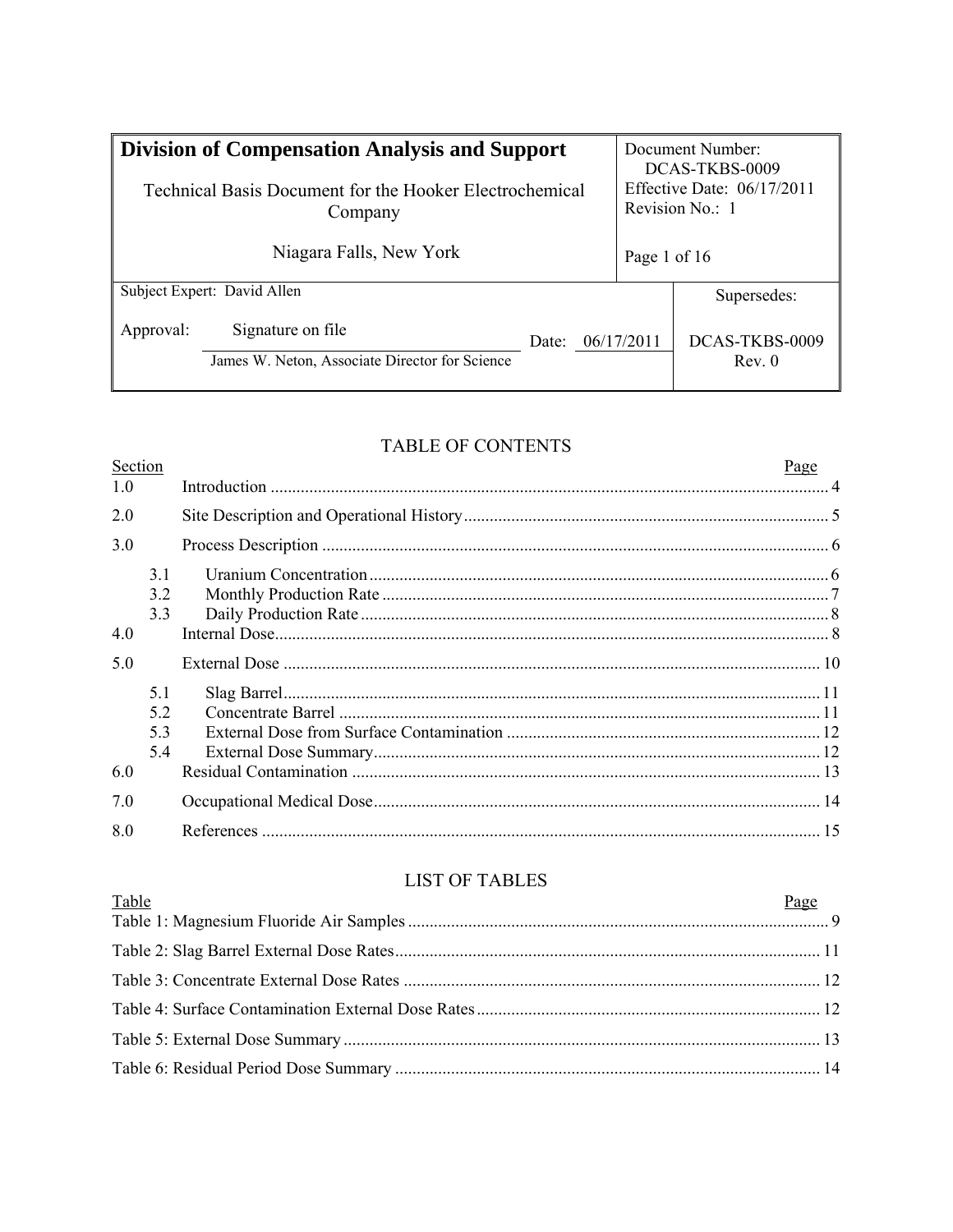| **Division of Compensation Analysis and Support**<br><br>Technical Basis Document for the Hooker Electrochemical Company<br><br>Niagara Falls, New York | | Document Number: DCAS-TKBS-0009<br>Effective Date: 06/17/2011<br>Revision No.: 1<br><br>Page 1 of 16 |
|---|---|---|
| Subject Expert: David Allen<br><br>Approval: Signature on file<br>James W. Neton, Associate Director for Science | Date: 06/17/2011 | Supersedes:<br><br>DCAS-TKBS-0009 Rev. 0 |

## TABLE OF CONTENTS

| Section | | Page |
|---|---|---|
| 1.0 | Introduction | 4 |
| 2.0 | Site Description and Operational History | 5 |
| 3.0 | Process Description | 6 |
| 3.1 | Uranium Concentration | 6 |
| 3.2 | Monthly Production Rate | 7 |
| 3.3 | Daily Production Rate | 8 |
| 4.0 | Internal Dose | 8 |
| 5.0 | External Dose | 10 |
| 5.1 | Slag Barrel | 11 |
| 5.2 | Concentrate Barrel | 11 |
| 5.3 | External Dose from Surface Contamination | 12 |
| 5.4 | External Dose Summary | 12 |
| 6.0 | Residual Contamination | 13 |
| 7.0 | Occupational Medical Dose | 14 |
| 8.0 | References | 15 |

## LIST OF TABLES

| Table | Page |
|---|---|
| Table 1: Magnesium Fluoride Air Samples | 9 |
| Table 2: Slag Barrel External Dose Rates | 11 |
| Table 3: Concentrate External Dose Rates | 12 |
| Table 4: Surface Contamination External Dose Rates | 12 |
| Table 5: External Dose Summary | 13 |
| Table 6: Residual Period Dose Summary | 14 |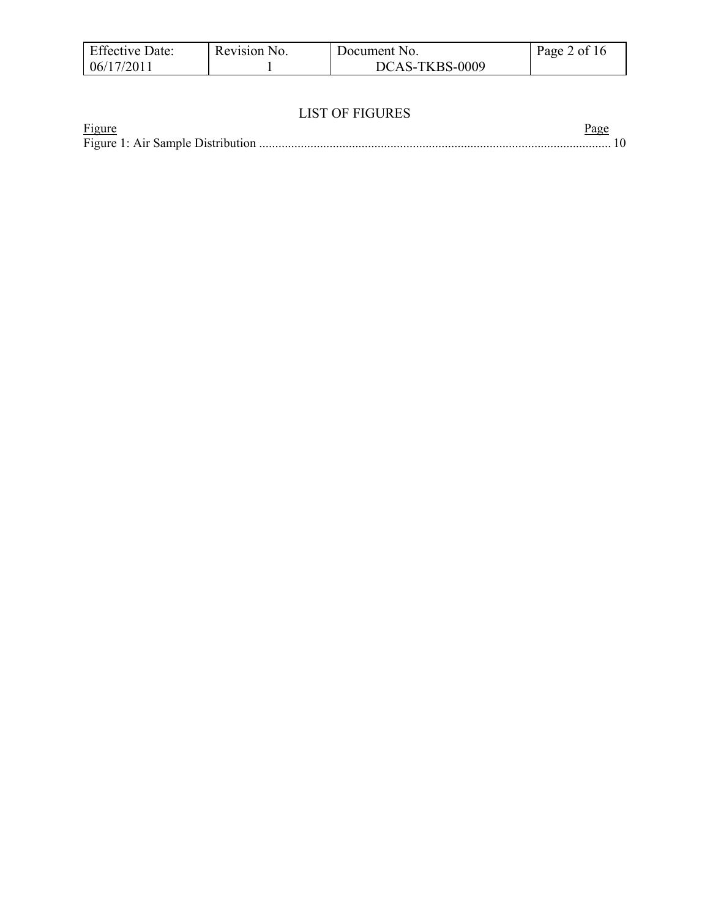# LIST OF FIGURES

| Figure | Page |
| --- | --- |
| Figure 1: Air Sample Distribution | 10 |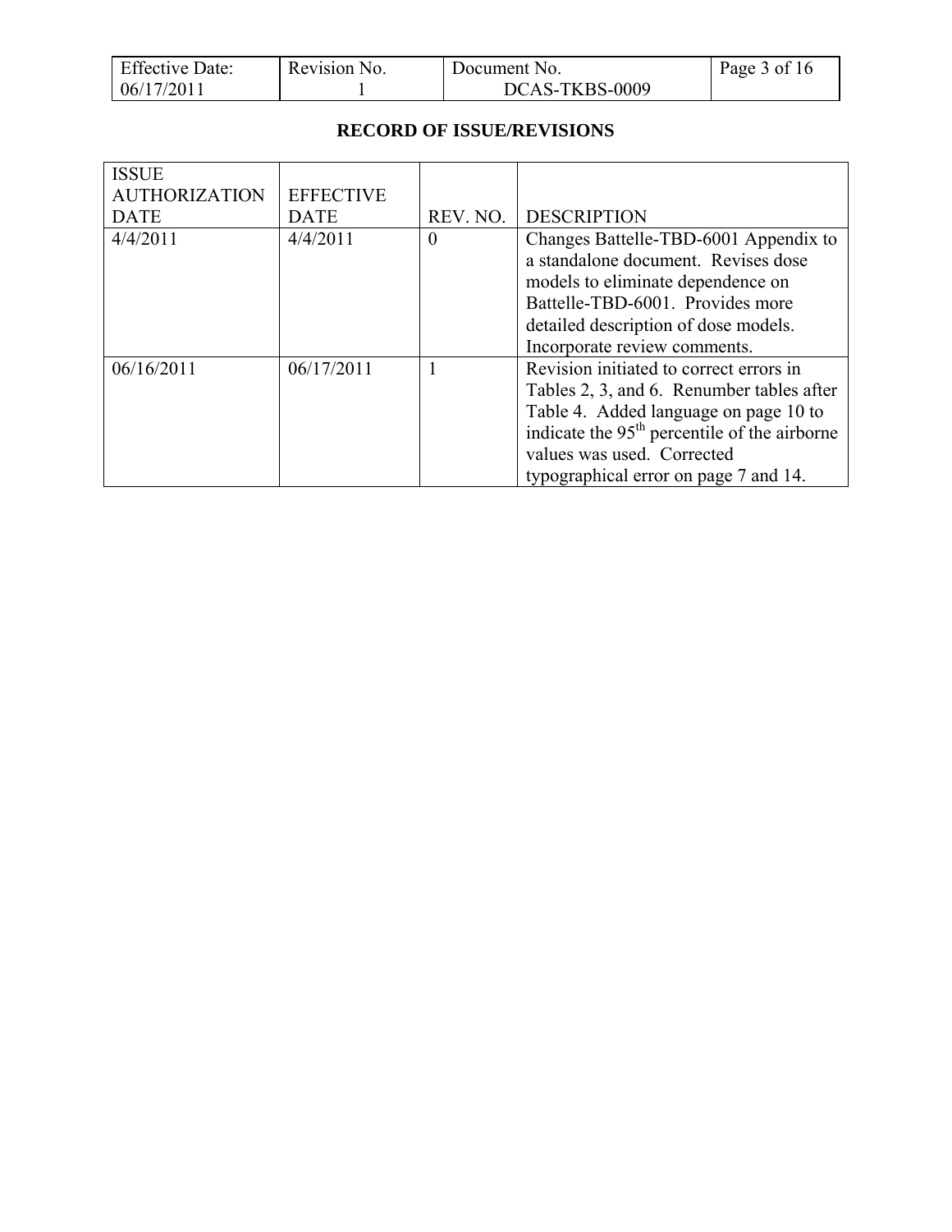## RECORD OF ISSUE/REVISIONS

| ISSUE AUTHORIZATION DATE | EFFECTIVE DATE | REV. NO. | DESCRIPTION |
|---|---|---|---|
| 4/4/2011 | 4/4/2011 | 0 | Changes Battelle-TBD-6001 Appendix to a standalone document. Revises dose models to eliminate dependence on Battelle-TBD-6001. Provides more detailed description of dose models. Incorporate review comments. |
| 06/16/2011 | 06/17/2011 | 1 | Revision initiated to correct errors in Tables 2, 3, and 6. Renumber tables after Table 4. Added language on page 10 to indicate the 95th percentile of the airborne values was used. Corrected typographical error on page 7 and 14. |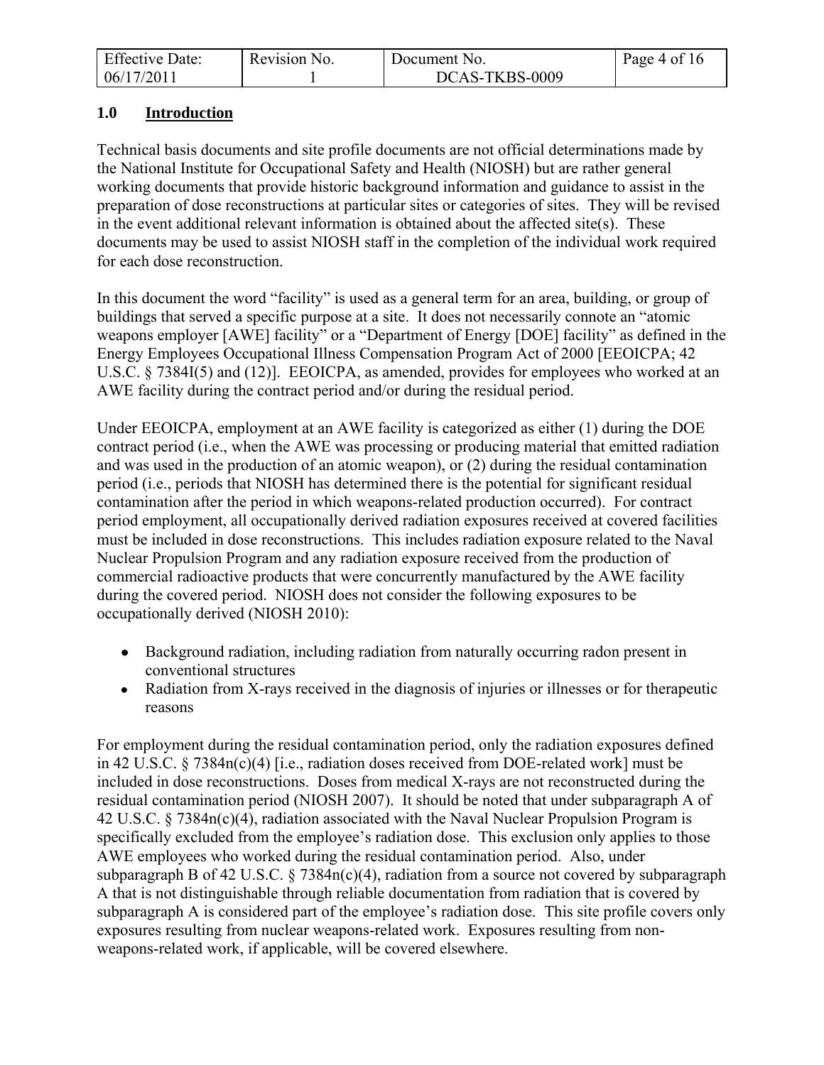## 1.0 Introduction

Technical basis documents and site profile documents are not official determinations made by the National Institute for Occupational Safety and Health (NIOSH) but are rather general working documents that provide historic background information and guidance to assist in the preparation of dose reconstructions at particular sites or categories of sites. They will be revised in the event additional relevant information is obtained about the affected site(s). These documents may be used to assist NIOSH staff in the completion of the individual work required for each dose reconstruction.

In this document the word "facility" is used as a general term for an area, building, or group of buildings that served a specific purpose at a site. It does not necessarily connote an "atomic weapons employer [AWE] facility" or a "Department of Energy [DOE] facility" as defined in the Energy Employees Occupational Illness Compensation Program Act of 2000 [EEOICPA; 42 U.S.C. § 7384I(5) and (12)]. EEOICPA, as amended, provides for employees who worked at an AWE facility during the contract period and/or during the residual period.

Under EEOICPA, employment at an AWE facility is categorized as either (1) during the DOE contract period (i.e., when the AWE was processing or producing material that emitted radiation and was used in the production of an atomic weapon), or (2) during the residual contamination period (i.e., periods that NIOSH has determined there is the potential for significant residual contamination after the period in which weapons-related production occurred). For contract period employment, all occupationally derived radiation exposures received at covered facilities must be included in dose reconstructions. This includes radiation exposure related to the Naval Nuclear Propulsion Program and any radiation exposure received from the production of commercial radioactive products that were concurrently manufactured by the AWE facility during the covered period. NIOSH does not consider the following exposures to be occupationally derived (NIOSH 2010):

- Background radiation, including radiation from naturally occurring radon present in conventional structures
- Radiation from X-rays received in the diagnosis of injuries or illnesses or for therapeutic reasons

For employment during the residual contamination period, only the radiation exposures defined in 42 U.S.C. § 7384n(c)(4) [i.e., radiation doses received from DOE-related work] must be included in dose reconstructions. Doses from medical X-rays are not reconstructed during the residual contamination period (NIOSH 2007). It should be noted that under subparagraph A of 42 U.S.C. § 7384n(c)(4), radiation associated with the Naval Nuclear Propulsion Program is specifically excluded from the employee's radiation dose. This exclusion only applies to those AWE employees who worked during the residual contamination period. Also, under subparagraph B of 42 U.S.C. § 7384n(c)(4), radiation from a source not covered by subparagraph A that is not distinguishable through reliable documentation from radiation that is covered by subparagraph A is considered part of the employee's radiation dose. This site profile covers only exposures resulting from nuclear weapons-related work. Exposures resulting from non-weapons-related work, if applicable, will be covered elsewhere.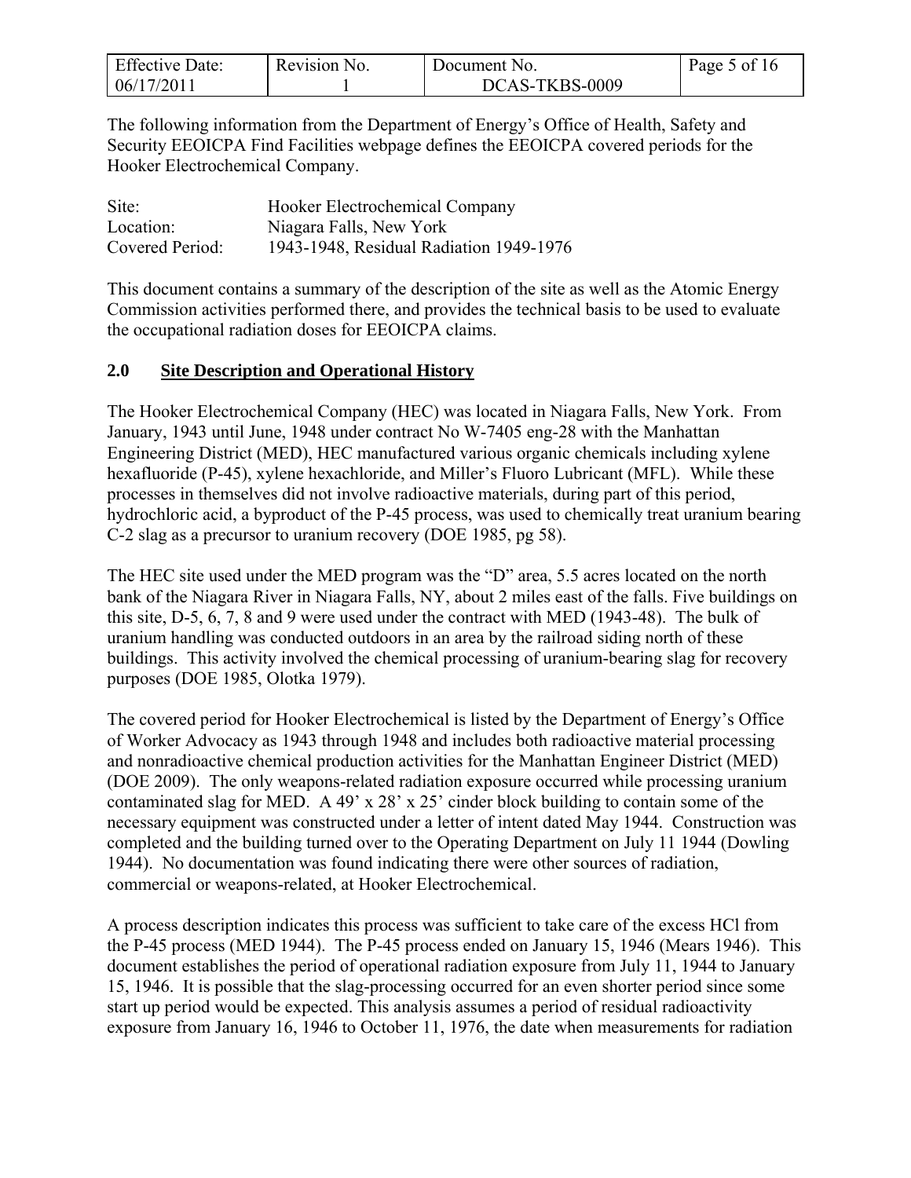The following information from the Department of Energy's Office of Health, Safety and Security EEOICPA Find Facilities webpage defines the EEOICPA covered periods for the Hooker Electrochemical Company.

| | |
|---|---|
| Site: | Hooker Electrochemical Company |
| Location: | Niagara Falls, New York |
| Covered Period: | 1943-1948, Residual Radiation 1949-1976 |

This document contains a summary of the description of the site as well as the Atomic Energy Commission activities performed there, and provides the technical basis to be used to evaluate the occupational radiation doses for EEOICPA claims.

## 2.0 Site Description and Operational History

The Hooker Electrochemical Company (HEC) was located in Niagara Falls, New York. From January, 1943 until June, 1948 under contract No W-7405 eng-28 with the Manhattan Engineering District (MED), HEC manufactured various organic chemicals including xylene hexafluoride (P-45), xylene hexachloride, and Miller's Fluoro Lubricant (MFL). While these processes in themselves did not involve radioactive materials, during part of this period, hydrochloric acid, a byproduct of the P-45 process, was used to chemically treat uranium bearing C-2 slag as a precursor to uranium recovery (DOE 1985, pg 58).

The HEC site used under the MED program was the "D" area, 5.5 acres located on the north bank of the Niagara River in Niagara Falls, NY, about 2 miles east of the falls. Five buildings on this site, D-5, 6, 7, 8 and 9 were used under the contract with MED (1943-48). The bulk of uranium handling was conducted outdoors in an area by the railroad siding north of these buildings. This activity involved the chemical processing of uranium-bearing slag for recovery purposes (DOE 1985, Olotka 1979).

The covered period for Hooker Electrochemical is listed by the Department of Energy's Office of Worker Advocacy as 1943 through 1948 and includes both radioactive material processing and nonradioactive chemical production activities for the Manhattan Engineer District (MED) (DOE 2009). The only weapons-related radiation exposure occurred while processing uranium contaminated slag for MED. A 49' x 28' x 25' cinder block building to contain some of the necessary equipment was constructed under a letter of intent dated May 1944. Construction was completed and the building turned over to the Operating Department on July 11 1944 (Dowling 1944). No documentation was found indicating there were other sources of radiation, commercial or weapons-related, at Hooker Electrochemical.

A process description indicates this process was sufficient to take care of the excess HCl from the P-45 process (MED 1944). The P-45 process ended on January 15, 1946 (Mears 1946). This document establishes the period of operational radiation exposure from July 11, 1944 to January 15, 1946. It is possible that the slag-processing occurred for an even shorter period since some start up period would be expected. This analysis assumes a period of residual radioactivity exposure from January 16, 1946 to October 11, 1976, the date when measurements for radiation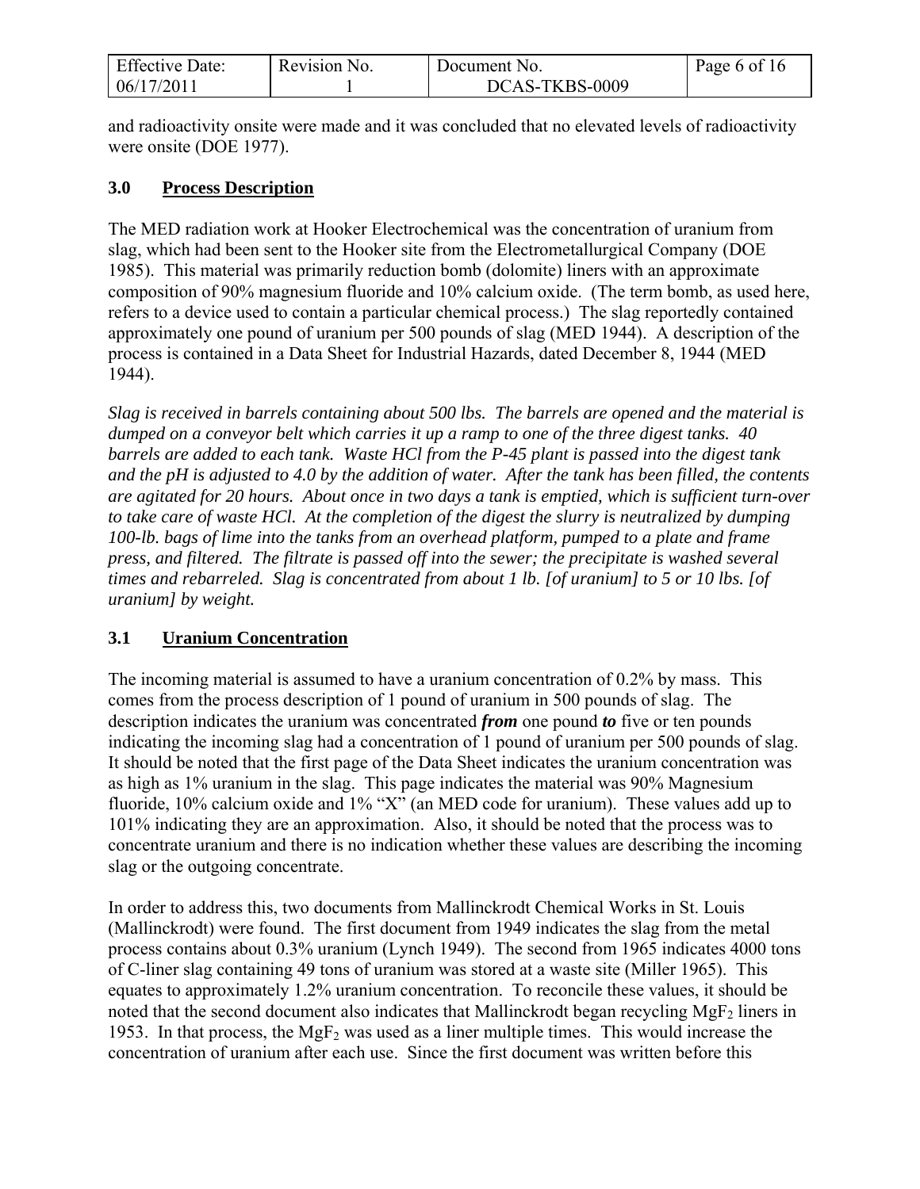and radioactivity onsite were made and it was concluded that no elevated levels of radioactivity were onsite (DOE 1977).

## 3.0 Process Description

The MED radiation work at Hooker Electrochemical was the concentration of uranium from slag, which had been sent to the Hooker site from the Electrometallurgical Company (DOE 1985). This material was primarily reduction bomb (dolomite) liners with an approximate composition of 90% magnesium fluoride and 10% calcium oxide. (The term bomb, as used here, refers to a device used to contain a particular chemical process.) The slag reportedly contained approximately one pound of uranium per 500 pounds of slag (MED 1944). A description of the process is contained in a Data Sheet for Industrial Hazards, dated December 8, 1944 (MED 1944).

*Slag is received in barrels containing about 500 lbs. The barrels are opened and the material is dumped on a conveyor belt which carries it up a ramp to one of the three digest tanks. 40 barrels are added to each tank. Waste HCl from the P-45 plant is passed into the digest tank and the pH is adjusted to 4.0 by the addition of water. After the tank has been filled, the contents are agitated for 20 hours. About once in two days a tank is emptied, which is sufficient turn-over to take care of waste HCl. At the completion of the digest the slurry is neutralized by dumping 100-lb. bags of lime into the tanks from an overhead platform, pumped to a plate and frame press, and filtered. The filtrate is passed off into the sewer; the precipitate is washed several times and rebarreled. Slag is concentrated from about 1 lb. [of uranium] to 5 or 10 lbs. [of uranium] by weight.*

## 3.1 Uranium Concentration

The incoming material is assumed to have a uranium concentration of 0.2% by mass. This comes from the process description of 1 pound of uranium in 500 pounds of slag. The description indicates the uranium was concentrated ***from*** one pound ***to*** five or ten pounds indicating the incoming slag had a concentration of 1 pound of uranium per 500 pounds of slag. It should be noted that the first page of the Data Sheet indicates the uranium concentration was as high as 1% uranium in the slag. This page indicates the material was 90% Magnesium fluoride, 10% calcium oxide and 1% "X" (an MED code for uranium). These values add up to 101% indicating they are an approximation. Also, it should be noted that the process was to concentrate uranium and there is no indication whether these values are describing the incoming slag or the outgoing concentrate.

In order to address this, two documents from Mallinckrodt Chemical Works in St. Louis (Mallinckrodt) were found. The first document from 1949 indicates the slag from the metal process contains about 0.3% uranium (Lynch 1949). The second from 1965 indicates 4000 tons of C-liner slag containing 49 tons of uranium was stored at a waste site (Miller 1965). This equates to approximately 1.2% uranium concentration. To reconcile these values, it should be noted that the second document also indicates that Mallinckrodt began recycling $MgF_2$ liners in 1953. In that process, the $MgF_2$ was used as a liner multiple times. This would increase the concentration of uranium after each use. Since the first document was written before this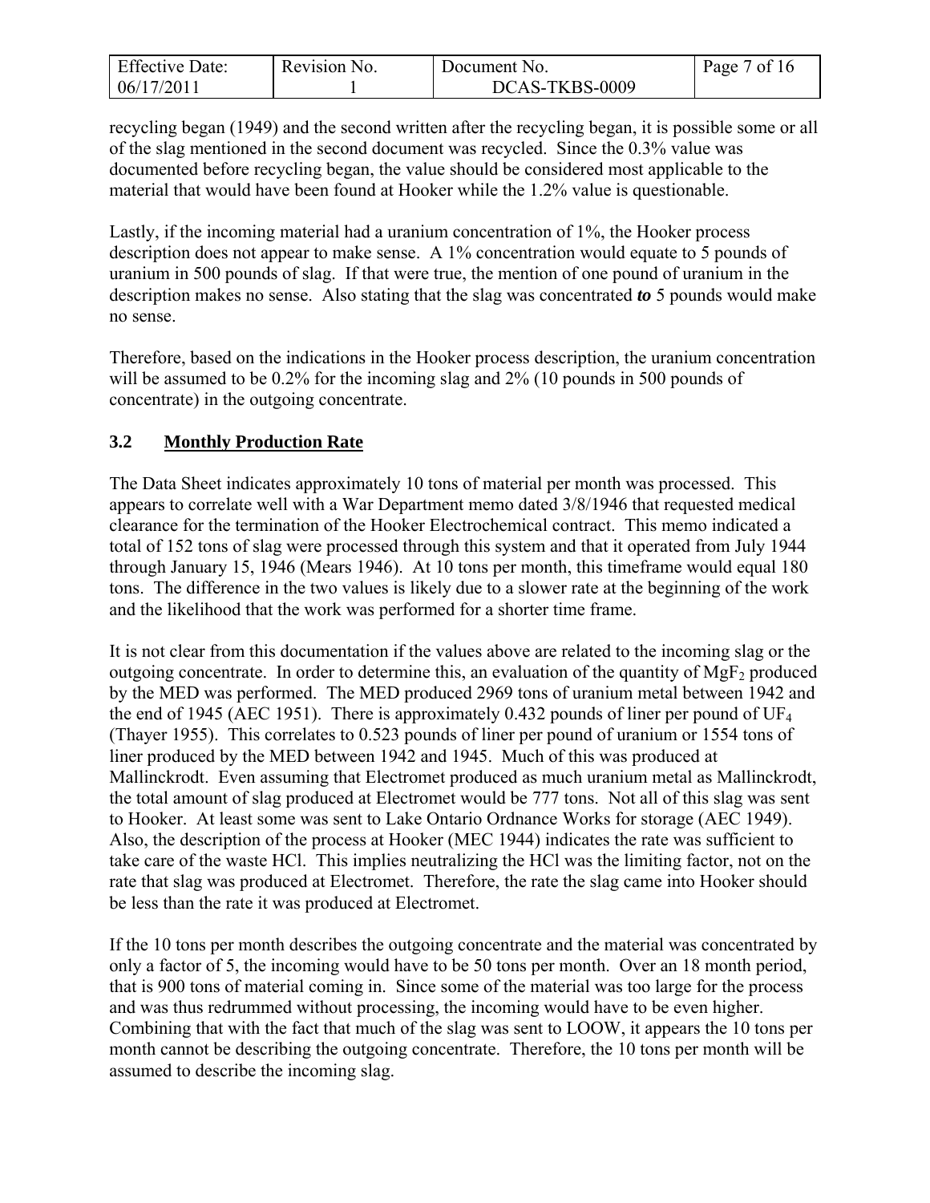recycling began (1949) and the second written after the recycling began, it is possible some or all of the slag mentioned in the second document was recycled. Since the 0.3% value was documented before recycling began, the value should be considered most applicable to the material that would have been found at Hooker while the 1.2% value is questionable.

Lastly, if the incoming material had a uranium concentration of 1%, the Hooker process description does not appear to make sense. A 1% concentration would equate to 5 pounds of uranium in 500 pounds of slag. If that were true, the mention of one pound of uranium in the description makes no sense. Also stating that the slag was concentrated ***to*** 5 pounds would make no sense.

Therefore, based on the indications in the Hooker process description, the uranium concentration will be assumed to be 0.2% for the incoming slag and 2% (10 pounds in 500 pounds of concentrate) in the outgoing concentrate.

## 3.2 Monthly Production Rate

The Data Sheet indicates approximately 10 tons of material per month was processed. This appears to correlate well with a War Department memo dated 3/8/1946 that requested medical clearance for the termination of the Hooker Electrochemical contract. This memo indicated a total of 152 tons of slag were processed through this system and that it operated from July 1944 through January 15, 1946 (Mears 1946). At 10 tons per month, this timeframe would equal 180 tons. The difference in the two values is likely due to a slower rate at the beginning of the work and the likelihood that the work was performed for a shorter time frame.

It is not clear from this documentation if the values above are related to the incoming slag or the outgoing concentrate. In order to determine this, an evaluation of the quantity of $MgF_2$ produced by the MED was performed. The MED produced 2969 tons of uranium metal between 1942 and the end of 1945 (AEC 1951). There is approximately 0.432 pounds of liner per pound of $UF_4$ (Thayer 1955). This correlates to 0.523 pounds of liner per pound of uranium or 1554 tons of liner produced by the MED between 1942 and 1945. Much of this was produced at Mallinckrodt. Even assuming that Electromet produced as much uranium metal as Mallinckrodt, the total amount of slag produced at Electromet would be 777 tons. Not all of this slag was sent to Hooker. At least some was sent to Lake Ontario Ordnance Works for storage (AEC 1949). Also, the description of the process at Hooker (MEC 1944) indicates the rate was sufficient to take care of the waste HCl. This implies neutralizing the HCl was the limiting factor, not on the rate that slag was produced at Electromet. Therefore, the rate the slag came into Hooker should be less than the rate it was produced at Electromet.

If the 10 tons per month describes the outgoing concentrate and the material was concentrated by only a factor of 5, the incoming would have to be 50 tons per month. Over an 18 month period, that is 900 tons of material coming in. Since some of the material was too large for the process and was thus redrummed without processing, the incoming would have to be even higher. Combining that with the fact that much of the slag was sent to LOOW, it appears the 10 tons per month cannot be describing the outgoing concentrate. Therefore, the 10 tons per month will be assumed to describe the incoming slag.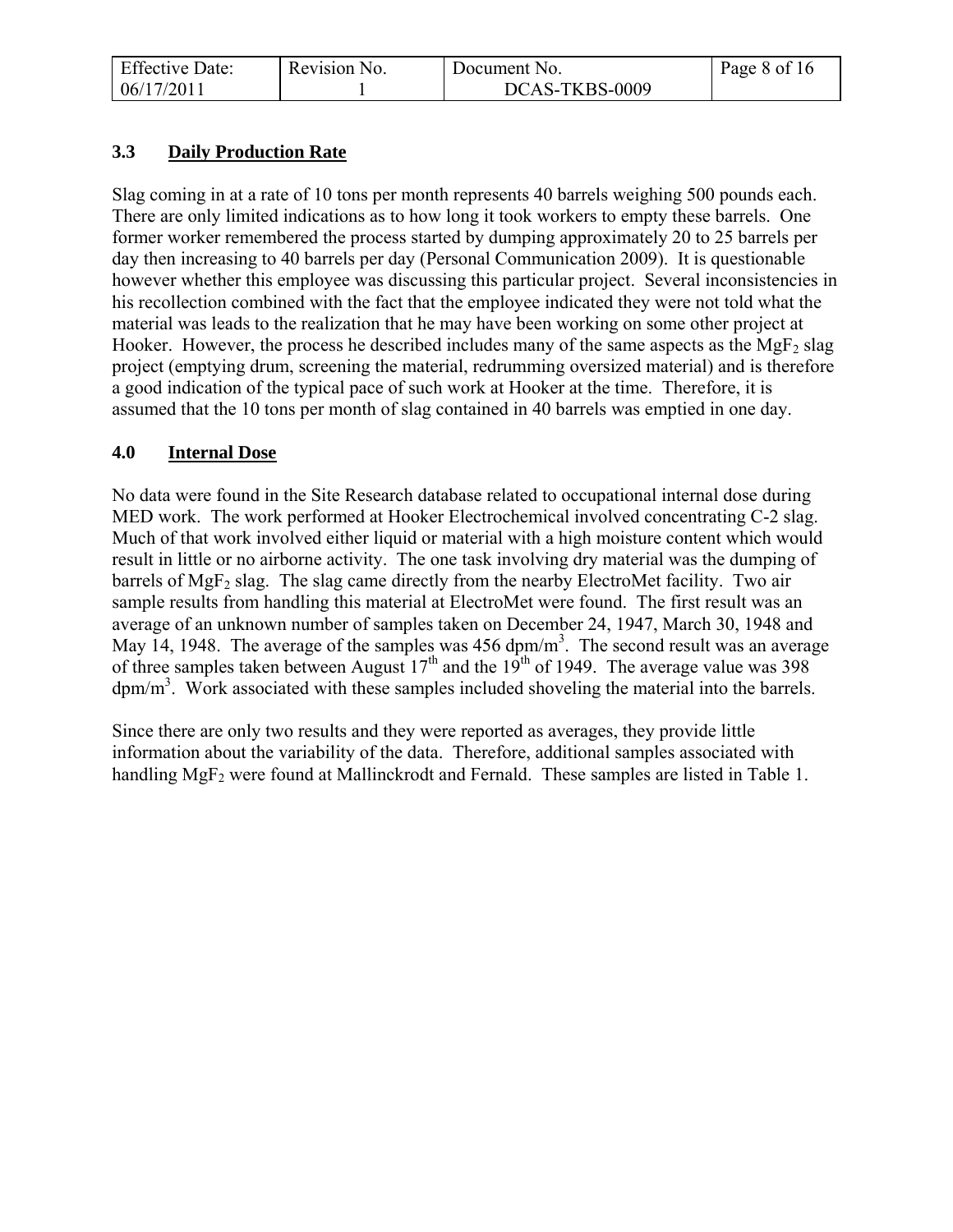## 3.3 Daily Production Rate

Slag coming in at a rate of 10 tons per month represents 40 barrels weighing 500 pounds each. There are only limited indications as to how long it took workers to empty these barrels. One former worker remembered the process started by dumping approximately 20 to 25 barrels per day then increasing to 40 barrels per day (Personal Communication 2009). It is questionable however whether this employee was discussing this particular project. Several inconsistencies in his recollection combined with the fact that the employee indicated they were not told what the material was leads to the realization that he may have been working on some other project at Hooker. However, the process he described includes many of the same aspects as the $MgF_2$ slag project (emptying drum, screening the material, redrumming oversized material) and is therefore a good indication of the typical pace of such work at Hooker at the time. Therefore, it is assumed that the 10 tons per month of slag contained in 40 barrels was emptied in one day.

## 4.0 Internal Dose

No data were found in the Site Research database related to occupational internal dose during MED work. The work performed at Hooker Electrochemical involved concentrating C-2 slag. Much of that work involved either liquid or material with a high moisture content which would result in little or no airborne activity. The one task involving dry material was the dumping of barrels of $MgF_2$ slag. The slag came directly from the nearby ElectroMet facility. Two air sample results from handling this material at ElectroMet were found. The first result was an average of an unknown number of samples taken on December 24, 1947, March 30, 1948 and May 14, 1948. The average of the samples was 456 dpm/m$^3$. The second result was an average of three samples taken between August 17th and the 19th of 1949. The average value was 398 dpm/m$^3$. Work associated with these samples included shoveling the material into the barrels.

Since there are only two results and they were reported as averages, they provide little information about the variability of the data. Therefore, additional samples associated with handling $MgF_2$ were found at Mallinckrodt and Fernald. These samples are listed in Table 1.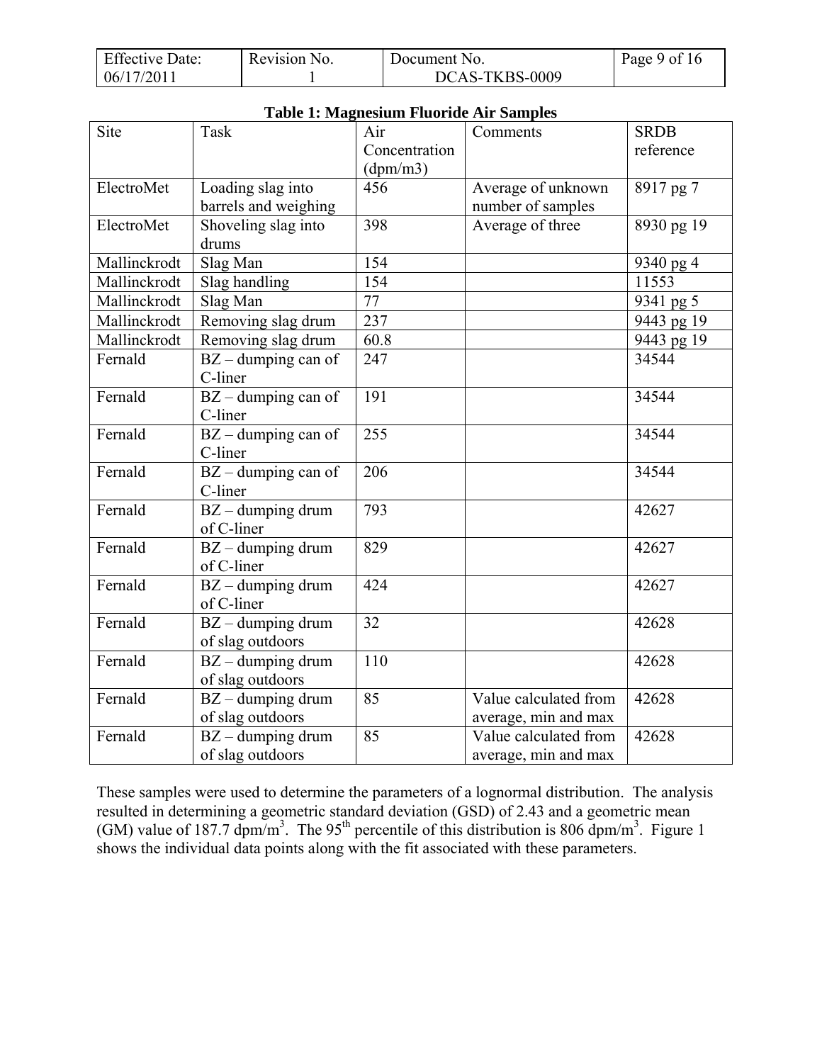**Table 1: Magnesium Fluoride Air Samples**

| Site | Task | Air Concentration (dpm/m3) | Comments | SRDB reference |
|---|---|---|---|---|
| ElectroMet | Loading slag into barrels and weighing | 456 | Average of unknown number of samples | 8917 pg 7 |
| ElectroMet | Shoveling slag into drums | 398 | Average of three | 8930 pg 19 |
| Mallinckrodt | Slag Man | 154 | | 9340 pg 4 |
| Mallinckrodt | Slag handling | 154 | | 11553 |
| Mallinckrodt | Slag Man | 77 | | 9341 pg 5 |
| Mallinckrodt | Removing slag drum | 237 | | 9443 pg 19 |
| Mallinckrodt | Removing slag drum | 60.8 | | 9443 pg 19 |
| Fernald | BZ – dumping can of C-liner | 247 | | 34544 |
| Fernald | BZ – dumping can of C-liner | 191 | | 34544 |
| Fernald | BZ – dumping can of C-liner | 255 | | 34544 |
| Fernald | BZ – dumping can of C-liner | 206 | | 34544 |
| Fernald | BZ – dumping drum of C-liner | 793 | | 42627 |
| Fernald | BZ – dumping drum of C-liner | 829 | | 42627 |
| Fernald | BZ – dumping drum of C-liner | 424 | | 42627 |
| Fernald | BZ – dumping drum of slag outdoors | 32 | | 42628 |
| Fernald | BZ – dumping drum of slag outdoors | 110 | | 42628 |
| Fernald | BZ – dumping drum of slag outdoors | 85 | Value calculated from average, min and max | 42628 |
| Fernald | BZ – dumping drum of slag outdoors | 85 | Value calculated from average, min and max | 42628 |

These samples were used to determine the parameters of a lognormal distribution. The analysis resulted in determining a geometric standard deviation (GSD) of 2.43 and a geometric mean (GM) value of 187.7 dpm/m$^3$. The 95$^{th}$ percentile of this distribution is 806 dpm/m$^3$. Figure 1 shows the individual data points along with the fit associated with these parameters.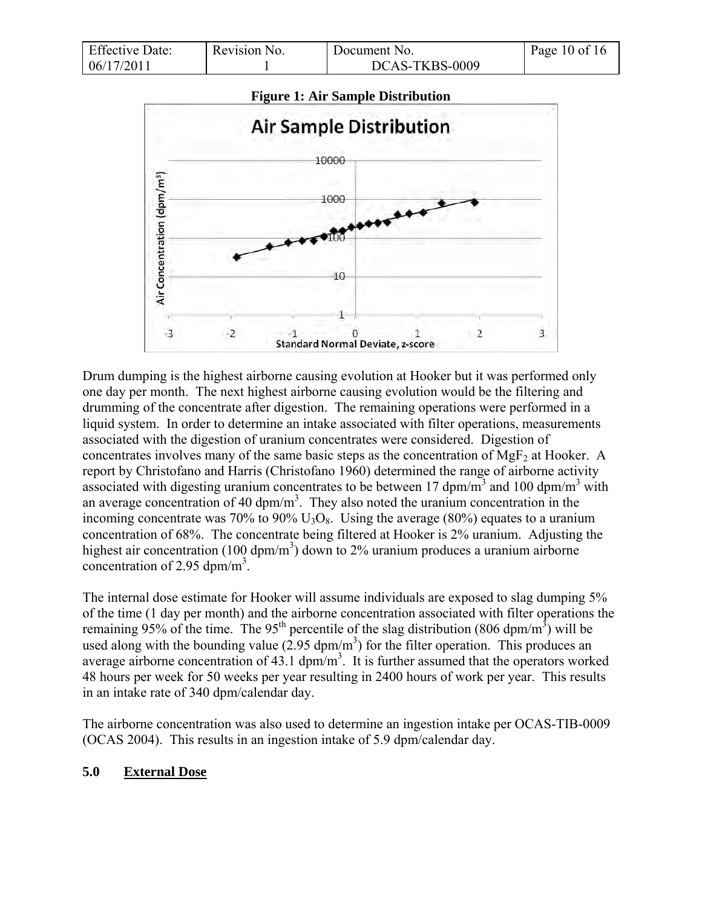**Figure 1: Air Sample Distribution**

Drum dumping is the highest airborne causing evolution at Hooker but it was performed only one day per month. The next highest airborne causing evolution would be the filtering and drumming of the concentrate after digestion. The remaining operations were performed in a liquid system. In order to determine an intake associated with filter operations, measurements associated with the digestion of uranium concentrates were considered. Digestion of concentrates involves many of the same basic steps as the concentration of $MgF_2$ at Hooker. A report by Christofano and Harris (Christofano 1960) determined the range of airborne activity associated with digesting uranium concentrates to be between 17 dpm/$m^3$ and 100 dpm/$m^3$ with an average concentration of 40 dpm/$m^3$. They also noted the uranium concentration in the incoming concentrate was 70% to 90% $U_3O_8$. Using the average (80%) equates to a uranium concentration of 68%. The concentrate being filtered at Hooker is 2% uranium. Adjusting the highest air concentration (100 dpm/$m^3$) down to 2% uranium produces a uranium airborne concentration of 2.95 dpm/$m^3$.

The internal dose estimate for Hooker will assume individuals are exposed to slag dumping 5% of the time (1 day per month) and the airborne concentration associated with filter operations the remaining 95% of the time. The 95$^{th}$ percentile of the slag distribution (806 dpm/$m^3$) will be used along with the bounding value (2.95 dpm/$m^3$) for the filter operation. This produces an average airborne concentration of 43.1 dpm/$m^3$. It is further assumed that the operators worked 48 hours per week for 50 weeks per year resulting in 2400 hours of work per year. This results in an intake rate of 340 dpm/calendar day.

The airborne concentration was also used to determine an ingestion intake per OCAS-TIB-0009 (OCAS 2004). This results in an ingestion intake of 5.9 dpm/calendar day.

## 5.0 External Dose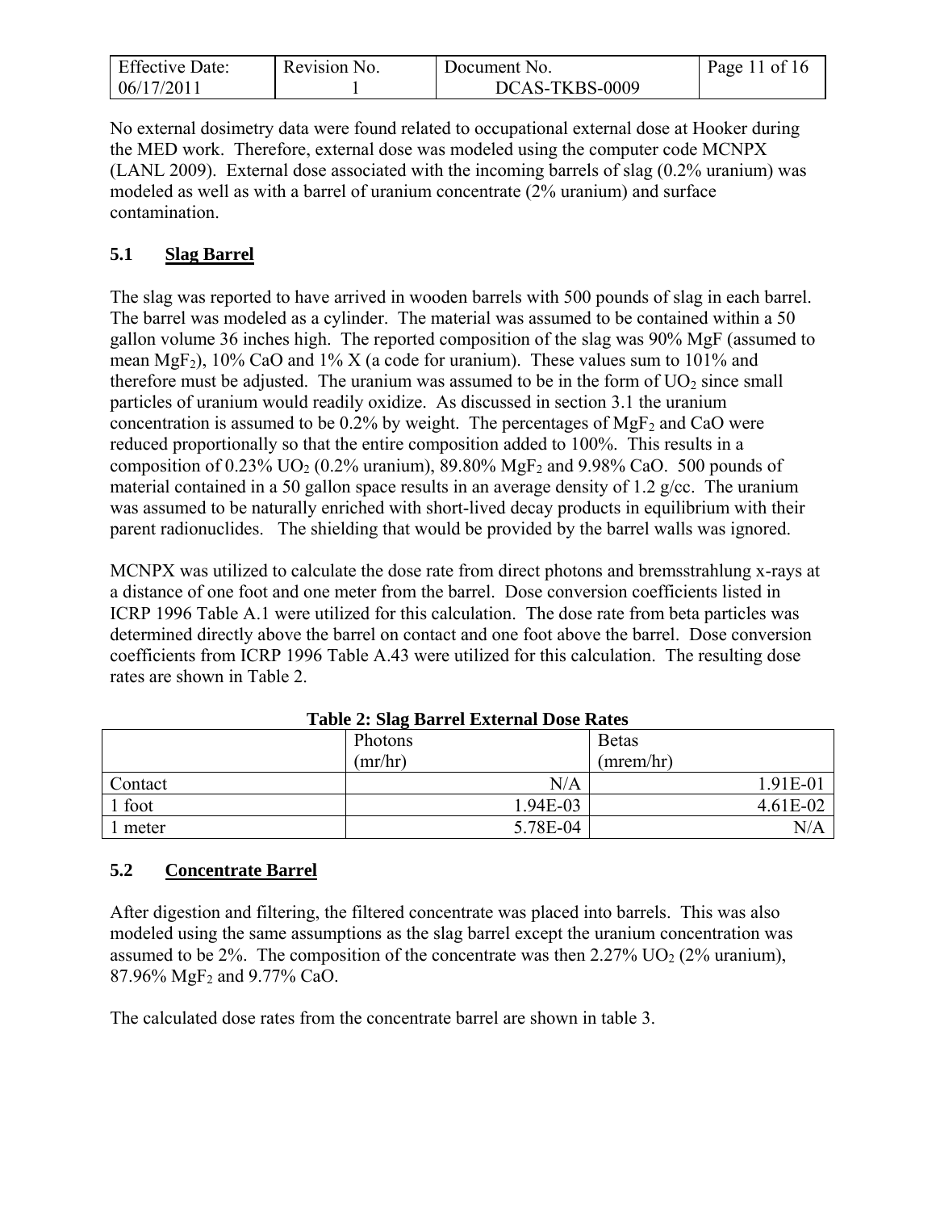No external dosimetry data were found related to occupational external dose at Hooker during the MED work. Therefore, external dose was modeled using the computer code MCNPX (LANL 2009). External dose associated with the incoming barrels of slag (0.2% uranium) was modeled as well as with a barrel of uranium concentrate (2% uranium) and surface contamination.

## 5.1 Slag Barrel

The slag was reported to have arrived in wooden barrels with 500 pounds of slag in each barrel. The barrel was modeled as a cylinder. The material was assumed to be contained within a 50 gallon volume 36 inches high. The reported composition of the slag was 90% MgF (assumed to mean $MgF_2$), 10% CaO and 1% X (a code for uranium). These values sum to 101% and therefore must be adjusted. The uranium was assumed to be in the form of $UO_2$ since small particles of uranium would readily oxidize. As discussed in section 3.1 the uranium concentration is assumed to be 0.2% by weight. The percentages of $MgF_2$ and CaO were reduced proportionally so that the entire composition added to 100%. This results in a composition of 0.23% $UO_2$ (0.2% uranium), 89.80% $MgF_2$ and 9.98% CaO. 500 pounds of material contained in a 50 gallon space results in an average density of 1.2 g/cc. The uranium was assumed to be naturally enriched with short-lived decay products in equilibrium with their parent radionuclides. The shielding that would be provided by the barrel walls was ignored.

MCNPX was utilized to calculate the dose rate from direct photons and bremsstrahlung x-rays at a distance of one foot and one meter from the barrel. Dose conversion coefficients listed in ICRP 1996 Table A.1 were utilized for this calculation. The dose rate from beta particles was determined directly above the barrel on contact and one foot above the barrel. Dose conversion coefficients from ICRP 1996 Table A.43 were utilized for this calculation. The resulting dose rates are shown in Table 2.

**Table 2: Slag Barrel External Dose Rates**

| | Photons (mr/hr) | Betas (mrem/hr) |
|---|---:|---:|
| Contact | N/A | 1.91E-01 |
| 1 foot | 1.94E-03 | 4.61E-02 |
| 1 meter | 5.78E-04 | N/A |

## 5.2 Concentrate Barrel

After digestion and filtering, the filtered concentrate was placed into barrels. This was also modeled using the same assumptions as the slag barrel except the uranium concentration was assumed to be 2%. The composition of the concentrate was then 2.27% $UO_2$ (2% uranium), 87.96% $MgF_2$ and 9.77% CaO.

The calculated dose rates from the concentrate barrel are shown in table 3.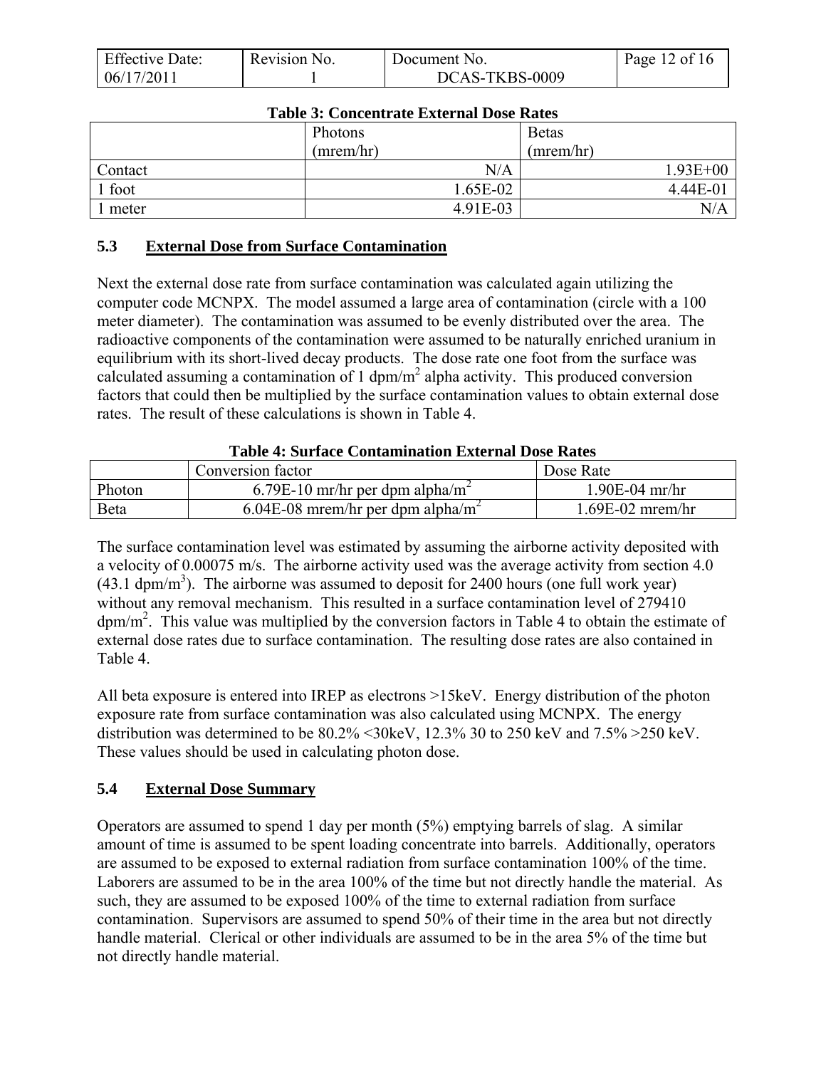**Table 3: Concentrate External Dose Rates**

| | Photons (mrem/hr) | Betas (mrem/hr) |
|---|---|---|
| Contact | N/A | 1.93E+00 |
| 1 foot | 1.65E-02 | 4.44E-01 |
| 1 meter | 4.91E-03 | N/A |

### 5.3 External Dose from Surface Contamination

Next the external dose rate from surface contamination was calculated again utilizing the computer code MCNPX. The model assumed a large area of contamination (circle with a 100 meter diameter). The contamination was assumed to be evenly distributed over the area. The radioactive components of the contamination were assumed to be naturally enriched uranium in equilibrium with its short-lived decay products. The dose rate one foot from the surface was calculated assuming a contamination of 1 dpm/$m^2$ alpha activity. This produced conversion factors that could then be multiplied by the surface contamination values to obtain external dose rates. The result of these calculations is shown in Table 4.

**Table 4: Surface Contamination External Dose Rates**

| | Conversion factor | Dose Rate |
|---|---|---|
| Photon | 6.79E-10 mr/hr per dpm alpha/$m^2$ | 1.90E-04 mr/hr |
| Beta | 6.04E-08 mrem/hr per dpm alpha/$m^2$ | 1.69E-02 mrem/hr |

The surface contamination level was estimated by assuming the airborne activity deposited with a velocity of 0.00075 m/s. The airborne activity used was the average activity from section 4.0 (43.1 dpm/$m^3$). The airborne was assumed to deposit for 2400 hours (one full work year) without any removal mechanism. This resulted in a surface contamination level of 279410 dpm/$m^2$. This value was multiplied by the conversion factors in Table 4 to obtain the estimate of external dose rates due to surface contamination. The resulting dose rates are also contained in Table 4.

All beta exposure is entered into IREP as electrons >15keV. Energy distribution of the photon exposure rate from surface contamination was also calculated using MCNPX. The energy distribution was determined to be 80.2% <30keV, 12.3% 30 to 250 keV and 7.5% >250 keV. These values should be used in calculating photon dose.

### 5.4 External Dose Summary

Operators are assumed to spend 1 day per month (5%) emptying barrels of slag. A similar amount of time is assumed to be spent loading concentrate into barrels. Additionally, operators are assumed to be exposed to external radiation from surface contamination 100% of the time. Laborers are assumed to be in the area 100% of the time but not directly handle the material. As such, they are assumed to be exposed 100% of the time to external radiation from surface contamination. Supervisors are assumed to spend 50% of their time in the area but not directly handle material. Clerical or other individuals are assumed to be in the area 5% of the time but not directly handle material.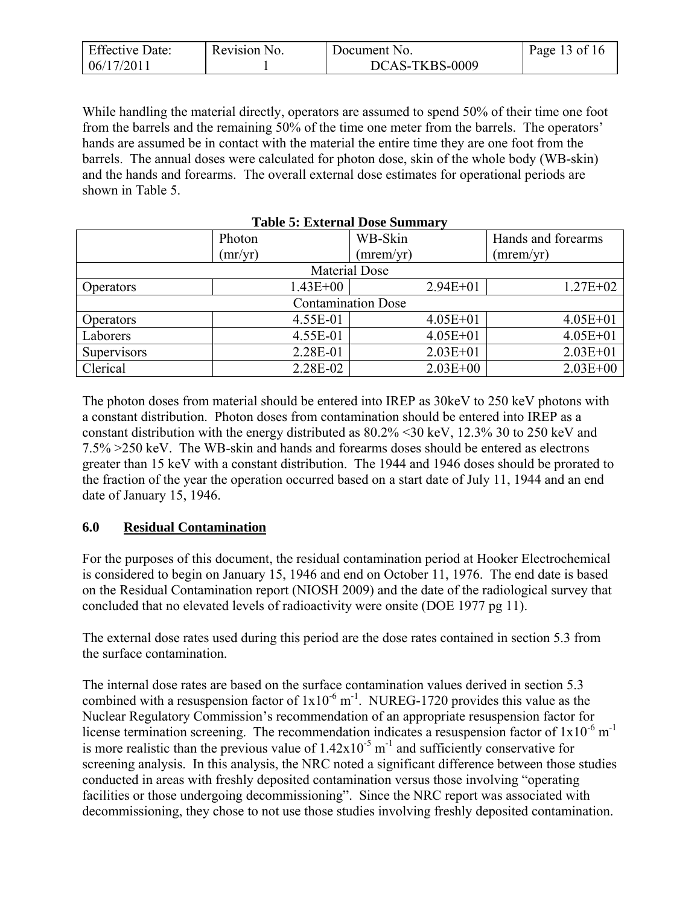While handling the material directly, operators are assumed to spend 50% of their time one foot from the barrels and the remaining 50% of the time one meter from the barrels. The operators' hands are assumed be in contact with the material the entire time they are one foot from the barrels. The annual doses were calculated for photon dose, skin of the whole body (WB-skin) and the hands and forearms. The overall external dose estimates for operational periods are shown in Table 5.

**Table 5: External Dose Summary**

| | Photon (mr/yr) | WB-Skin (mrem/yr) | Hands and forearms (mrem/yr) |
|---|---|---|---|
| Material Dose | | | |
| Operators | 1.43E+00 | 2.94E+01 | 1.27E+02 |
| Contamination Dose | | | |
| Operators | 4.55E-01 | 4.05E+01 | 4.05E+01 |
| Laborers | 4.55E-01 | 4.05E+01 | 4.05E+01 |
| Supervisors | 2.28E-01 | 2.03E+01 | 2.03E+01 |
| Clerical | 2.28E-02 | 2.03E+00 | 2.03E+00 |

The photon doses from material should be entered into IREP as 30keV to 250 keV photons with a constant distribution. Photon doses from contamination should be entered into IREP as a constant distribution with the energy distributed as 80.2% <30 keV, 12.3% 30 to 250 keV and 7.5% >250 keV. The WB-skin and hands and forearms doses should be entered as electrons greater than 15 keV with a constant distribution. The 1944 and 1946 doses should be prorated to the fraction of the year the operation occurred based on a start date of July 11, 1944 and an end date of January 15, 1946.

## 6.0 Residual Contamination

For the purposes of this document, the residual contamination period at Hooker Electrochemical is considered to begin on January 15, 1946 and end on October 11, 1976. The end date is based on the Residual Contamination report (NIOSH 2009) and the date of the radiological survey that concluded that no elevated levels of radioactivity were onsite (DOE 1977 pg 11).

The external dose rates used during this period are the dose rates contained in section 5.3 from the surface contamination.

The internal dose rates are based on the surface contamination values derived in section 5.3 combined with a resuspension factor of $1 \times 10^{-6}$ $m^{-1}$. NUREG-1720 provides this value as the Nuclear Regulatory Commission's recommendation of an appropriate resuspension factor for license termination screening. The recommendation indicates a resuspension factor of $1 \times 10^{-6}$ $m^{-1}$ is more realistic than the previous value of $1.42 \times 10^{-5}$ $m^{-1}$ and sufficiently conservative for screening analysis. In this analysis, the NRC noted a significant difference between those studies conducted in areas with freshly deposited contamination versus those involving "operating facilities or those undergoing decommissioning". Since the NRC report was associated with decommissioning, they chose to not use those studies involving freshly deposited contamination.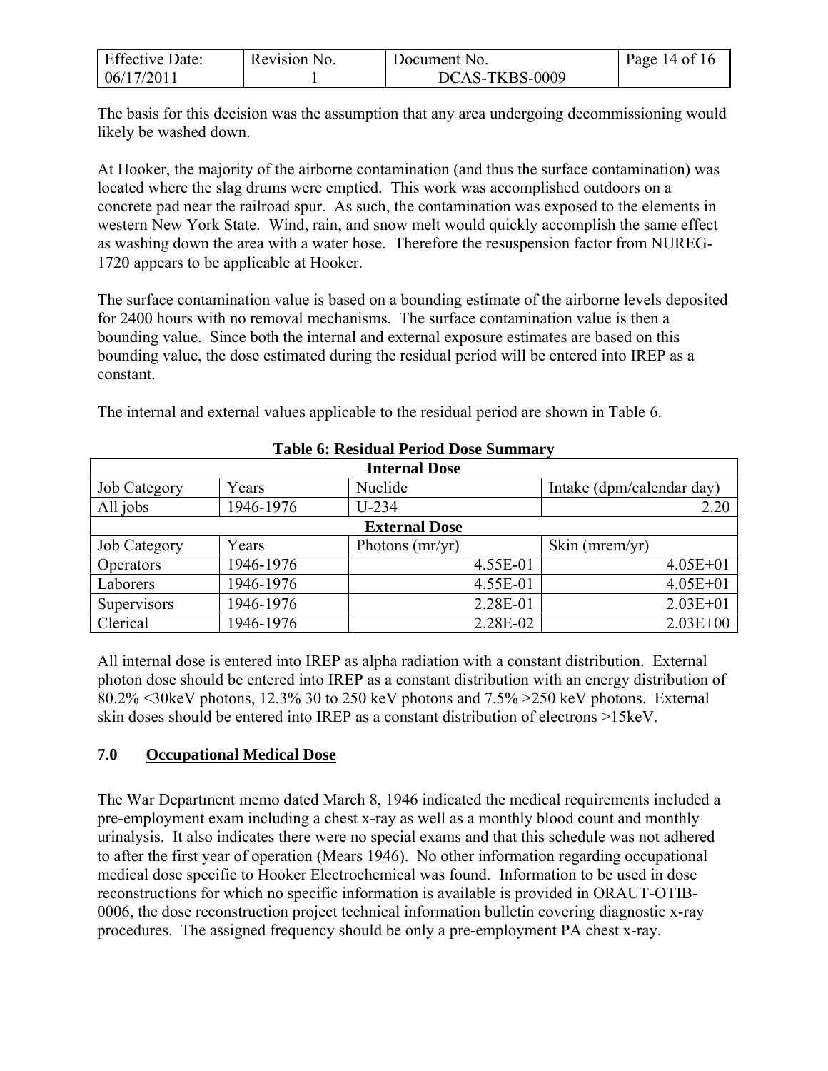The basis for this decision was the assumption that any area undergoing decommissioning would likely be washed down.

At Hooker, the majority of the airborne contamination (and thus the surface contamination) was located where the slag drums were emptied. This work was accomplished outdoors on a concrete pad near the railroad spur. As such, the contamination was exposed to the elements in western New York State. Wind, rain, and snow melt would quickly accomplish the same effect as washing down the area with a water hose. Therefore the resuspension factor from NUREG-1720 appears to be applicable at Hooker.

The surface contamination value is based on a bounding estimate of the airborne levels deposited for 2400 hours with no removal mechanisms. The surface contamination value is then a bounding value. Since both the internal and external exposure estimates are based on this bounding value, the dose estimated during the residual period will be entered into IREP as a constant.

The internal and external values applicable to the residual period are shown in Table 6.

**Table 6: Residual Period Dose Summary**

| Internal Dose | | | |
|---|---|---|---|
| Job Category | Years | Nuclide | Intake (dpm/calendar day) |
| All jobs | 1946-1976 | U-234 | 2.20 |
| **External Dose** | | | |
| Job Category | Years | Photons (mr/yr) | Skin (mrem/yr) |
| Operators | 1946-1976 | 4.55E-01 | 4.05E+01 |
| Laborers | 1946-1976 | 4.55E-01 | 4.05E+01 |
| Supervisors | 1946-1976 | 2.28E-01 | 2.03E+01 |
| Clerical | 1946-1976 | 2.28E-02 | 2.03E+00 |

All internal dose is entered into IREP as alpha radiation with a constant distribution. External photon dose should be entered into IREP as a constant distribution with an energy distribution of 80.2% <30keV photons, 12.3% 30 to 250 keV photons and 7.5% >250 keV photons. External skin doses should be entered into IREP as a constant distribution of electrons >15keV.

## 7.0 Occupational Medical Dose

The War Department memo dated March 8, 1946 indicated the medical requirements included a pre-employment exam including a chest x-ray as well as a monthly blood count and monthly urinalysis. It also indicates there were no special exams and that this schedule was not adhered to after the first year of operation (Mears 1946). No other information regarding occupational medical dose specific to Hooker Electrochemical was found. Information to be used in dose reconstructions for which no specific information is available is provided in ORAUT-OTIB-0006, the dose reconstruction project technical information bulletin covering diagnostic x-ray procedures. The assigned frequency should be only a pre-employment PA chest x-ray.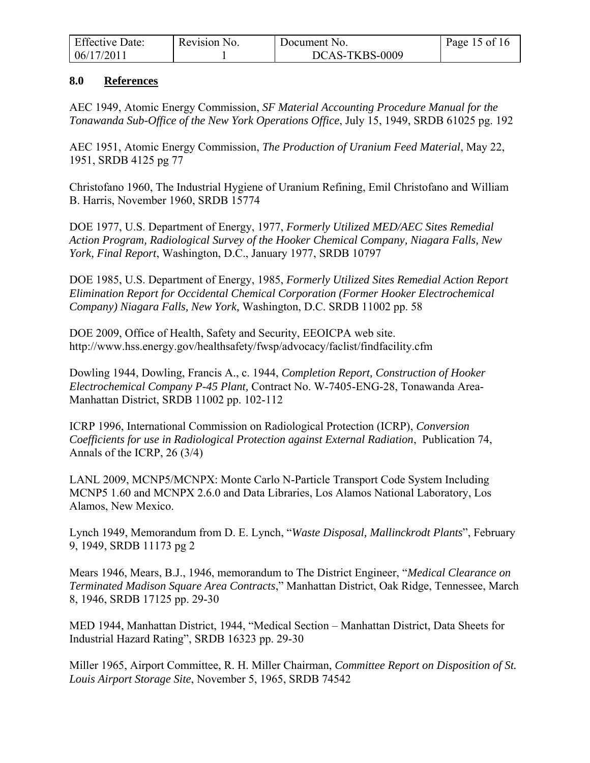## 8.0 References

AEC 1949, Atomic Energy Commission, *SF Material Accounting Procedure Manual for the Tonawanda Sub-Office of the New York Operations Office*, July 15, 1949, SRDB 61025 pg. 192

AEC 1951, Atomic Energy Commission, *The Production of Uranium Feed Material*, May 22, 1951, SRDB 4125 pg 77

Christofano 1960, The Industrial Hygiene of Uranium Refining, Emil Christofano and William B. Harris, November 1960, SRDB 15774

DOE 1977, U.S. Department of Energy, 1977, *Formerly Utilized MED/AEC Sites Remedial Action Program, Radiological Survey of the Hooker Chemical Company, Niagara Falls, New York, Final Report*, Washington, D.C., January 1977, SRDB 10797

DOE 1985, U.S. Department of Energy, 1985, *Formerly Utilized Sites Remedial Action Report Elimination Report for Occidental Chemical Corporation (Former Hooker Electrochemical Company) Niagara Falls, New York,* Washington, D.C. SRDB 11002 pp. 58

DOE 2009, Office of Health, Safety and Security, EEOICPA web site. http://www.hss.energy.gov/healthsafety/fwsp/advocacy/faclist/findfacility.cfm

Dowling 1944, Dowling, Francis A., c. 1944, *Completion Report, Construction of Hooker Electrochemical Company P-45 Plant,* Contract No. W-7405-ENG-28, Tonawanda Area-Manhattan District, SRDB 11002 pp. 102-112

ICRP 1996, International Commission on Radiological Protection (ICRP), *Conversion Coefficients for use in Radiological Protection against External Radiation*, Publication 74, Annals of the ICRP, 26 (3/4)

LANL 2009, MCNP5/MCNPX: Monte Carlo N-Particle Transport Code System Including MCNP5 1.60 and MCNPX 2.6.0 and Data Libraries, Los Alamos National Laboratory, Los Alamos, New Mexico.

Lynch 1949, Memorandum from D. E. Lynch, "*Waste Disposal, Mallinckrodt Plants*", February 9, 1949, SRDB 11173 pg 2

Mears 1946, Mears, B.J., 1946, memorandum to The District Engineer, "*Medical Clearance on Terminated Madison Square Area Contracts*," Manhattan District, Oak Ridge, Tennessee, March 8, 1946, SRDB 17125 pp. 29-30

MED 1944, Manhattan District, 1944, "Medical Section – Manhattan District, Data Sheets for Industrial Hazard Rating", SRDB 16323 pp. 29-30

Miller 1965, Airport Committee, R. H. Miller Chairman, *Committee Report on Disposition of St. Louis Airport Storage Site*, November 5, 1965, SRDB 74542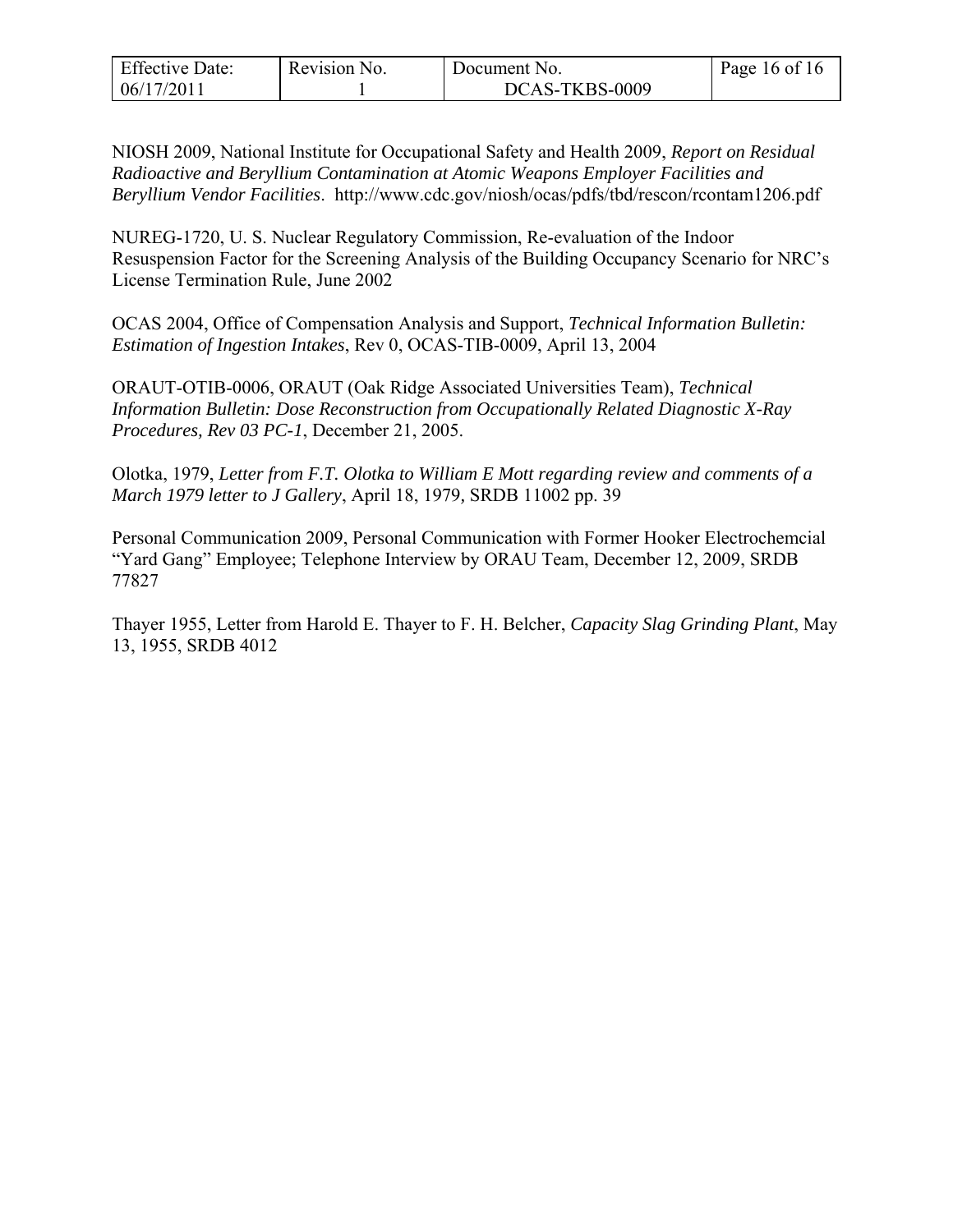NIOSH 2009, National Institute for Occupational Safety and Health 2009, *Report on Residual Radioactive and Beryllium Contamination at Atomic Weapons Employer Facilities and Beryllium Vendor Facilities*. http://www.cdc.gov/niosh/ocas/pdfs/tbd/rescon/rcontam1206.pdf

NUREG-1720, U. S. Nuclear Regulatory Commission, Re-evaluation of the Indoor Resuspension Factor for the Screening Analysis of the Building Occupancy Scenario for NRC's License Termination Rule, June 2002

OCAS 2004, Office of Compensation Analysis and Support, *Technical Information Bulletin: Estimation of Ingestion Intakes*, Rev 0, OCAS-TIB-0009, April 13, 2004

ORAUT-OTIB-0006, ORAUT (Oak Ridge Associated Universities Team), *Technical Information Bulletin: Dose Reconstruction from Occupationally Related Diagnostic X-Ray Procedures, Rev 03 PC-1*, December 21, 2005.

Olotka, 1979, *Letter from F.T. Olotka to William E Mott regarding review and comments of a March 1979 letter to J Gallery*, April 18, 1979, SRDB 11002 pp. 39

Personal Communication 2009, Personal Communication with Former Hooker Electrochemcial "Yard Gang" Employee; Telephone Interview by ORAU Team, December 12, 2009, SRDB 77827

Thayer 1955, Letter from Harold E. Thayer to F. H. Belcher, *Capacity Slag Grinding Plant*, May 13, 1955, SRDB 4012